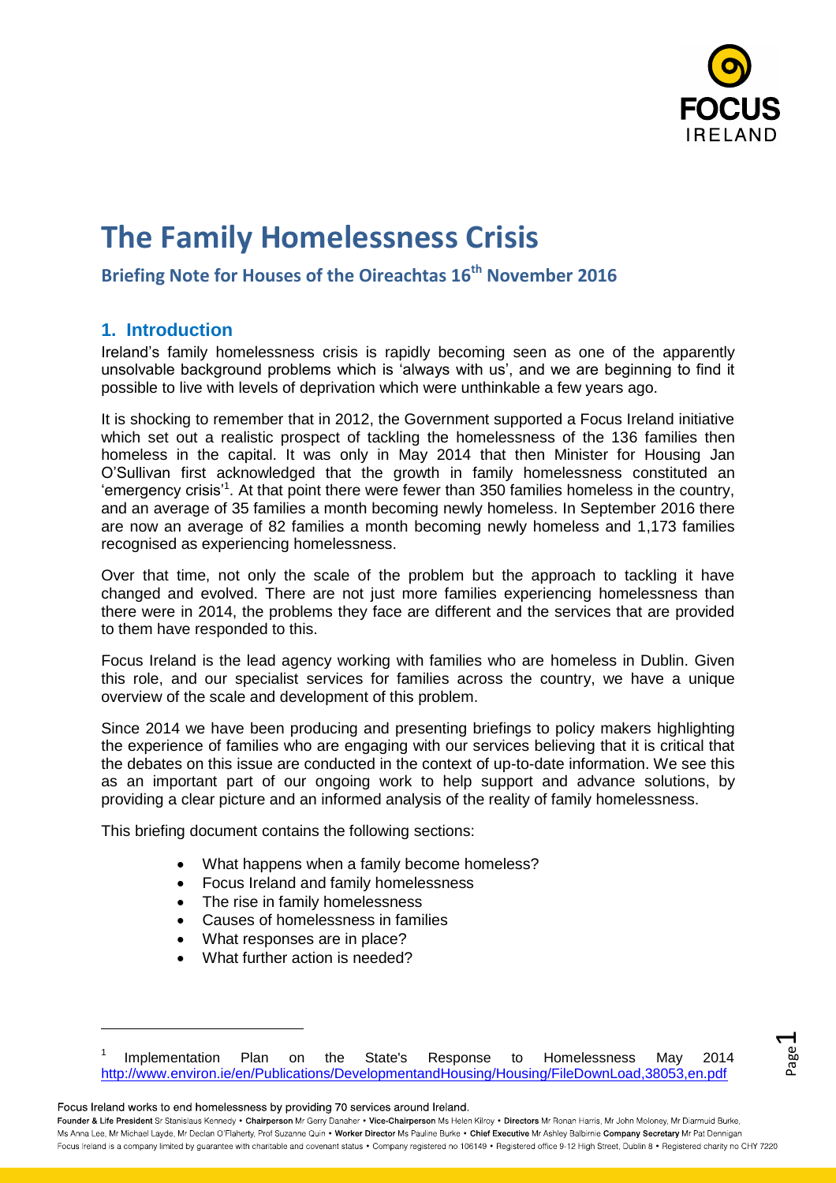# The Family Homelessness Crisis

## Briefing Note for Houses of the Oireachtas 16th November 2016

### 1. Introduction

Ireland's family homelessness crisis is rapidly becoming seen as one of the apparently unsolvable background problems which is 'always with us', and we are beginning to find it possible to live with levels of deprivation which were unthinkable a few years ago.

It is shocking to remember that in 2012, the Government supported a Focus Ireland initiative which set out a realistic prospect of tackling the homelessness of the 136 families then homeless in the capital. It was only in May 2014 that then Minister for Housing Jan O'Sullivan first acknowledged that the growth in family homelessness constituted an 'emergency crisis'[1]. At that point there were fewer than 350 families homeless in the country, and an average of 35 families a month becoming newly homeless. In September 2016 there are now an average of 82 families a month becoming newly homeless and 1,173 families recognised as experiencing homelessness.

Over that time, not only the scale of the problem but the approach to tackling it have changed and evolved. There are not just more families experiencing homelessness than there were in 2014, the problems they face are different and the services that are provided to them have responded to this.

Focus Ireland is the lead agency working with families who are homeless in Dublin. Given this role, and our specialist services for families across the country, we have a unique overview of the scale and development of this problem.

Since 2014 we have been producing and presenting briefings to policy makers highlighting the experience of families who are engaging with our services believing that it is critical that the debates on this issue are conducted in the context of up-to-date information. We see this as an important part of our ongoing work to help support and advance solutions, by providing a clear picture and an informed analysis of the reality of family homelessness.

This briefing document contains the following sections:

- What happens when a family become homeless?
- Focus Ireland and family homelessness
- The rise in family homelessness
- Causes of homelessness in families
- What responses are in place?
- What further action is needed?

---

[1] Implementation Plan on the State's Response to Homelessness May 2014 http://www.environ.ie/en/Publications/DevelopmentandHousing/Housing/FileDownLoad,38053,en.pdf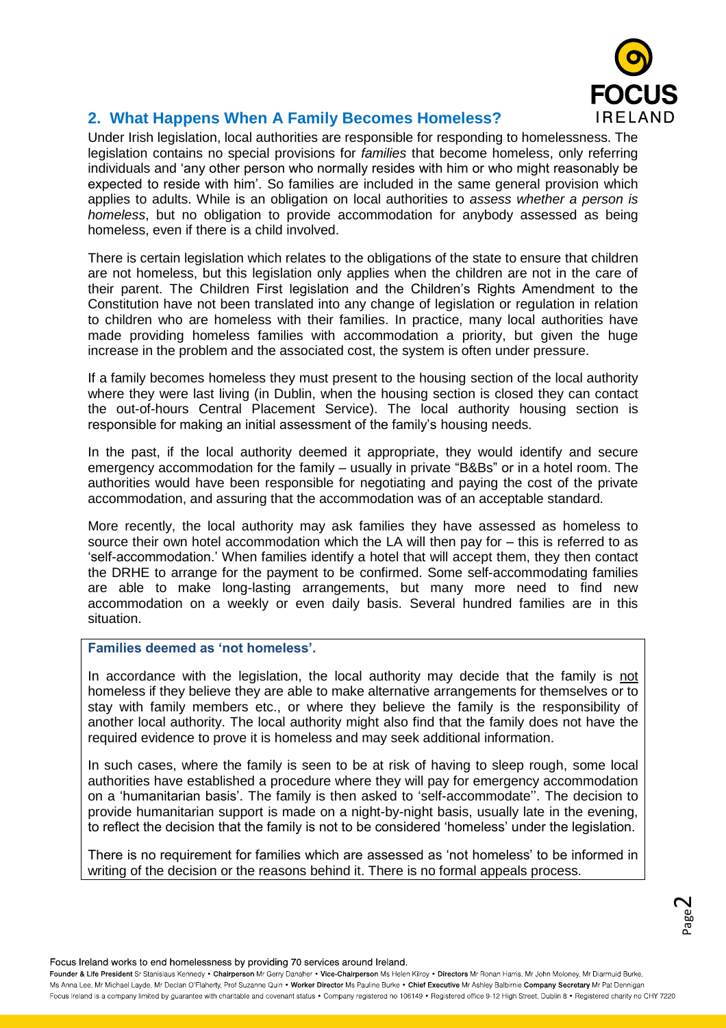## 2. What Happens When A Family Becomes Homeless?

Under Irish legislation, local authorities are responsible for responding to homelessness. The legislation contains no special provisions for *families* that become homeless, only referring individuals and 'any other person who normally resides with him or who might reasonably be expected to reside with him'. So families are included in the same general provision which applies to adults. While is an obligation on local authorities to *assess whether a person is homeless*, but no obligation to provide accommodation for anybody assessed as being homeless, even if there is a child involved.

There is certain legislation which relates to the obligations of the state to ensure that children are not homeless, but this legislation only applies when the children are not in the care of their parent. The Children First legislation and the Children's Rights Amendment to the Constitution have not been translated into any change of legislation or regulation in relation to children who are homeless with their families. In practice, many local authorities have made providing homeless families with accommodation a priority, but given the huge increase in the problem and the associated cost, the system is often under pressure.

If a family becomes homeless they must present to the housing section of the local authority where they were last living (in Dublin, when the housing section is closed they can contact the out-of-hours Central Placement Service). The local authority housing section is responsible for making an initial assessment of the family's housing needs.

In the past, if the local authority deemed it appropriate, they would identify and secure emergency accommodation for the family – usually in private "B&Bs" or in a hotel room. The authorities would have been responsible for negotiating and paying the cost of the private accommodation, and assuring that the accommodation was of an acceptable standard.

More recently, the local authority may ask families they have assessed as homeless to source their own hotel accommodation which the LA will then pay for – this is referred to as 'self-accommodation.' When families identify a hotel that will accept them, they then contact the DRHE to arrange for the payment to be confirmed. Some self-accommodating families are able to make long-lasting arrangements, but many more need to find new accommodation on a weekly or even daily basis. Several hundred families are in this situation.

**Families deemed as 'not homeless'.**

In accordance with the legislation, the local authority may decide that the family is not homeless if they believe they are able to make alternative arrangements for themselves or to stay with family members etc., or where they believe the family is the responsibility of another local authority. The local authority might also find that the family does not have the required evidence to prove it is homeless and may seek additional information.

In such cases, where the family is seen to be at risk of having to sleep rough, some local authorities have established a procedure where they will pay for emergency accommodation on a 'humanitarian basis'. The family is then asked to 'self-accommodate''. The decision to provide humanitarian support is made on a night-by-night basis, usually late in the evening, to reflect the decision that the family is not to be considered 'homeless' under the legislation.

There is no requirement for families which are assessed as 'not homeless' to be informed in writing of the decision or the reasons behind it. There is no formal appeals process.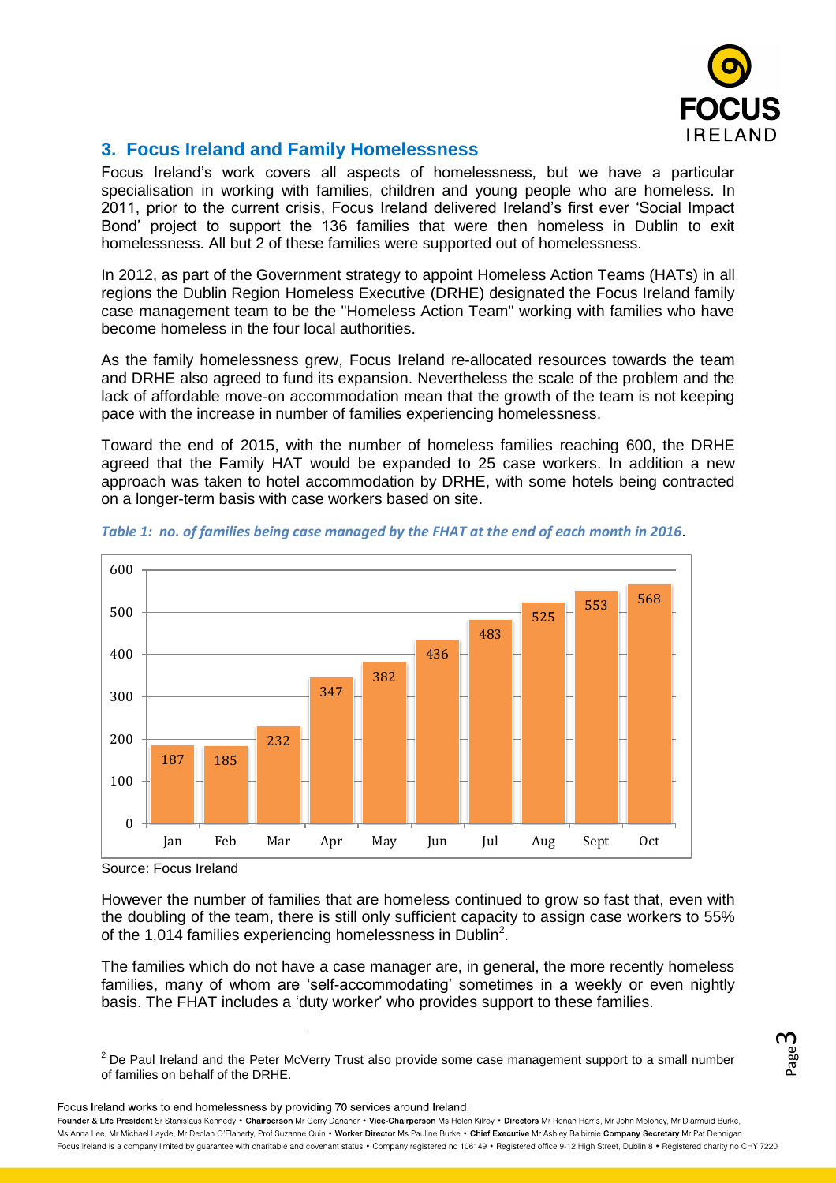## 3. Focus Ireland and Family Homelessness

Focus Ireland's work covers all aspects of homelessness, but we have a particular specialisation in working with families, children and young people who are homeless. In 2011, prior to the current crisis, Focus Ireland delivered Ireland's first ever 'Social Impact Bond' project to support the 136 families that were then homeless in Dublin to exit homelessness. All but 2 of these families were supported out of homelessness.

In 2012, as part of the Government strategy to appoint Homeless Action Teams (HATs) in all regions the Dublin Region Homeless Executive (DRHE) designated the Focus Ireland family case management team to be the "Homeless Action Team" working with families who have become homeless in the four local authorities.

As the family homelessness grew, Focus Ireland re-allocated resources towards the team and DRHE also agreed to fund its expansion. Nevertheless the scale of the problem and the lack of affordable move-on accommodation mean that the growth of the team is not keeping pace with the increase in number of families experiencing homelessness.

Toward the end of 2015, with the number of homeless families reaching 600, the DRHE agreed that the Family HAT would be expanded to 25 case workers. In addition a new approach was taken to hotel accommodation by DRHE, with some hotels being contracted on a longer-term basis with case workers based on site.

*Table 1: no. of families being case managed by the FHAT at the end of each month in 2016*.

| Jan | Feb | Mar | Apr | May | Jun | Jul | Aug | Sept | Oct |
|---|---|---|---|---|---|---|---|---|---|
| 187 | 185 | 232 | 347 | 382 | 436 | 483 | 525 | 553 | 568 |

Source: Focus Ireland

However the number of families that are homeless continued to grow so fast that, even with the doubling of the team, there is still only sufficient capacity to assign case workers to 55% of the 1,014 families experiencing homelessness in Dublin[2].

The families which do not have a case manager are, in general, the more recently homeless families, many of whom are 'self-accommodating' sometimes in a weekly or even nightly basis. The FHAT includes a 'duty worker' who provides support to these families.

[2] De Paul Ireland and the Peter McVerry Trust also provide some case management support to a small number of families on behalf of the DRHE.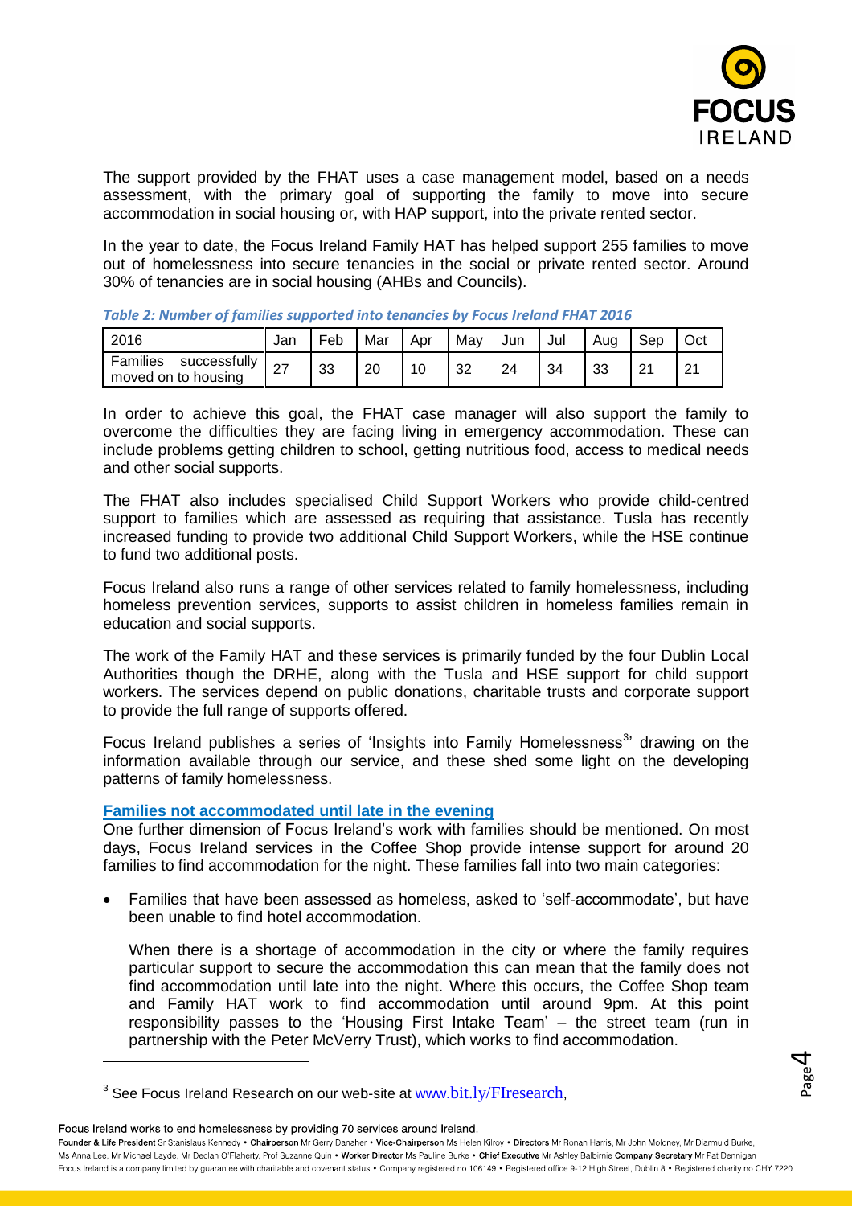The support provided by the FHAT uses a case management model, based on a needs assessment, with the primary goal of supporting the family to move into secure accommodation in social housing or, with HAP support, into the private rented sector.

In the year to date, the Focus Ireland Family HAT has helped support 255 families to move out of homelessness into secure tenancies in the social or private rented sector. Around 30% of tenancies are in social housing (AHBs and Councils).

*Table 2: Number of families supported into tenancies by Focus Ireland FHAT 2016*

| 2016 | Jan | Feb | Mar | Apr | May | Jun | Jul | Aug | Sep | Oct |
|---|---|---|---|---|---|---|---|---|---|---|
| Families successfully moved on to housing | 27 | 33 | 20 | 10 | 32 | 24 | 34 | 33 | 21 | 21 |

In order to achieve this goal, the FHAT case manager will also support the family to overcome the difficulties they are facing living in emergency accommodation. These can include problems getting children to school, getting nutritious food, access to medical needs and other social supports.

The FHAT also includes specialised Child Support Workers who provide child-centred support to families which are assessed as requiring that assistance. Tusla has recently increased funding to provide two additional Child Support Workers, while the HSE continue to fund two additional posts.

Focus Ireland also runs a range of other services related to family homelessness, including homeless prevention services, supports to assist children in homeless families remain in education and social supports.

The work of the Family HAT and these services is primarily funded by the four Dublin Local Authorities though the DRHE, along with the Tusla and HSE support for child support workers. The services depend on public donations, charitable trusts and corporate support to provide the full range of supports offered.

Focus Ireland publishes a series of 'Insights into Family Homelessness[3]' drawing on the information available through our service, and these shed some light on the developing patterns of family homelessness.

### Families not accommodated until late in the evening

One further dimension of Focus Ireland's work with families should be mentioned. On most days, Focus Ireland services in the Coffee Shop provide intense support for around 20 families to find accommodation for the night. These families fall into two main categories:

- Families that have been assessed as homeless, asked to 'self-accommodate', but have been unable to find hotel accommodation.

  When there is a shortage of accommodation in the city or where the family requires particular support to secure the accommodation this can mean that the family does not find accommodation until late into the night. Where this occurs, the Coffee Shop team and Family HAT work to find accommodation until around 9pm. At this point responsibility passes to the 'Housing First Intake Team' – the street team (run in partnership with the Peter McVerry Trust), which works to find accommodation.

[3] See Focus Ireland Research on our web-site at www.bit.ly/FIresearch,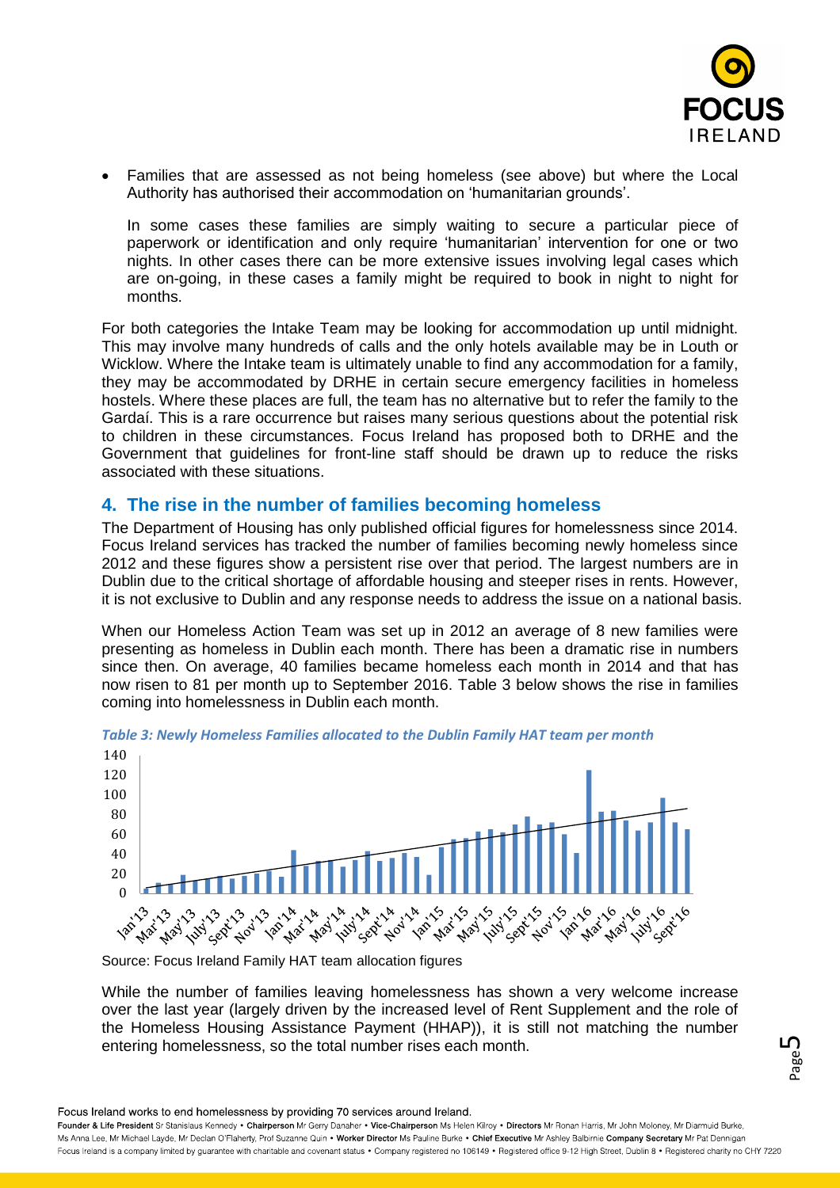- Families that are assessed as not being homeless (see above) but where the Local Authority has authorised their accommodation on 'humanitarian grounds'.

  In some cases these families are simply waiting to secure a particular piece of paperwork or identification and only require 'humanitarian' intervention for one or two nights. In other cases there can be more extensive issues involving legal cases which are on-going, in these cases a family might be required to book in night to night for months.

For both categories the Intake Team may be looking for accommodation up until midnight. This may involve many hundreds of calls and the only hotels available may be in Louth or Wicklow. Where the Intake team is ultimately unable to find any accommodation for a family, they may be accommodated by DRHE in certain secure emergency facilities in homeless hostels. Where these places are full, the team has no alternative but to refer the family to the Gardaí. This is a rare occurrence but raises many serious questions about the potential risk to children in these circumstances. Focus Ireland has proposed both to DRHE and the Government that guidelines for front-line staff should be drawn up to reduce the risks associated with these situations.

## 4. The rise in the number of families becoming homeless

The Department of Housing has only published official figures for homelessness since 2014. Focus Ireland services has tracked the number of families becoming newly homeless since 2012 and these figures show a persistent rise over that period. The largest numbers are in Dublin due to the critical shortage of affordable housing and steeper rises in rents. However, it is not exclusive to Dublin and any response needs to address the issue on a national basis.

When our Homeless Action Team was set up in 2012 an average of 8 new families were presenting as homeless in Dublin each month. There has been a dramatic rise in numbers since then. On average, 40 families became homeless each month in 2014 and that has now risen to 81 per month up to September 2016. Table 3 below shows the rise in families coming into homelessness in Dublin each month.

*Table 3: Newly Homeless Families allocated to the Dublin Family HAT team per month*

Source: Focus Ireland Family HAT team allocation figures

While the number of families leaving homelessness has shown a very welcome increase over the last year (largely driven by the increased level of Rent Supplement and the role of the Homeless Housing Assistance Payment (HHAP)), it is still not matching the number entering homelessness, so the total number rises each month.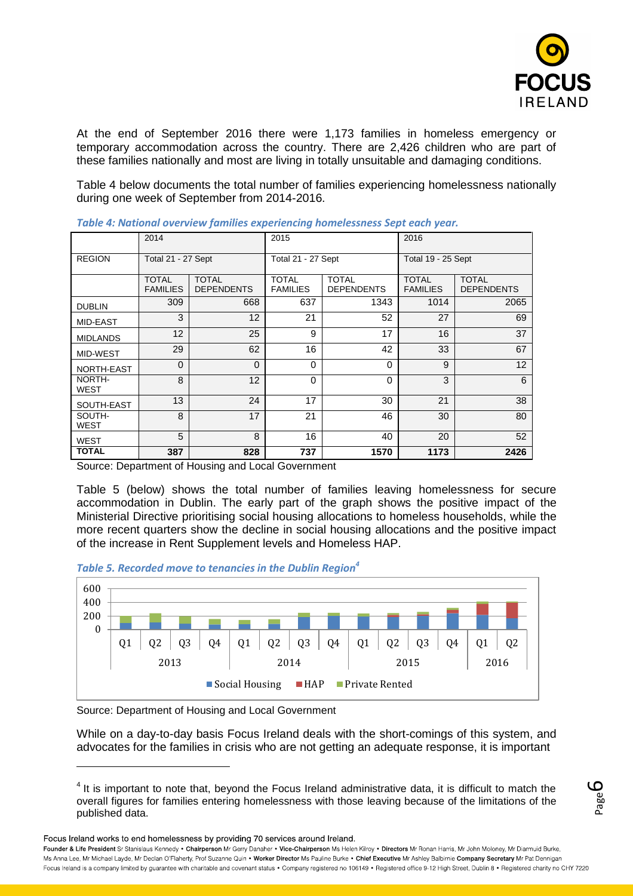At the end of September 2016 there were 1,173 families in homeless emergency or temporary accommodation across the country. There are 2,426 children who are part of these families nationally and most are living in totally unsuitable and damaging conditions.

Table 4 below documents the total number of families experiencing homelessness nationally during one week of September from 2014-2016.

***Table 4: National overview families experiencing homelessness Sept each year.***

| | 2014 | | 2015 | | 2016 | |
|---|---|---|---|---|---|---|
| REGION | Total 21 - 27 Sept | | Total 21 - 27 Sept | | Total 19 - 25 Sept | |
| | TOTAL FAMILIES | TOTAL DEPENDENTS | TOTAL FAMILIES | TOTAL DEPENDENTS | TOTAL FAMILIES | TOTAL DEPENDENTS |
| DUBLIN | 309 | 668 | 637 | 1343 | 1014 | 2065 |
| MID-EAST | 3 | 12 | 21 | 52 | 27 | 69 |
| MIDLANDS | 12 | 25 | 9 | 17 | 16 | 37 |
| MID-WEST | 29 | 62 | 16 | 42 | 33 | 67 |
| NORTH-EAST | 0 | 0 | 0 | 0 | 9 | 12 |
| NORTH-WEST | 8 | 12 | 0 | 0 | 3 | 6 |
| SOUTH-EAST | 13 | 24 | 17 | 30 | 21 | 38 |
| SOUTH-WEST | 8 | 17 | 21 | 46 | 30 | 80 |
| WEST | 5 | 8 | 16 | 40 | 20 | 52 |
| **TOTAL** | **387** | **828** | **737** | **1570** | **1173** | **2426** |

Source: Department of Housing and Local Government

Table 5 (below) shows the total number of families leaving homelessness for secure accommodation in Dublin. The early part of the graph shows the positive impact of the Ministerial Directive prioritising social housing allocations to homeless households, while the more recent quarters show the decline in social housing allocations and the positive impact of the increase in Rent Supplement levels and Homeless HAP.

***Table 5. Recorded move to tenancies in the Dublin Region[4]***

Source: Department of Housing and Local Government

While on a day-to-day basis Focus Ireland deals with the short-comings of this system, and advocates for the families in crisis who are not getting an adequate response, it is important

[4] It is important to note that, beyond the Focus Ireland administrative data, it is difficult to match the overall figures for families entering homelessness with those leaving because of the limitations of the published data.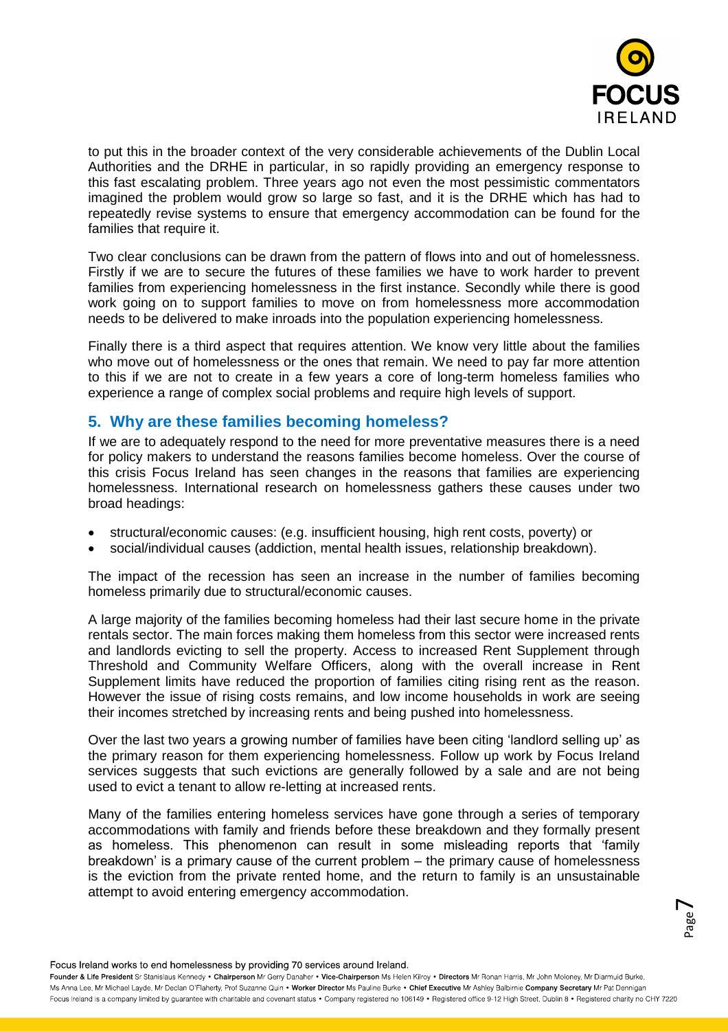to put this in the broader context of the very considerable achievements of the Dublin Local Authorities and the DRHE in particular, in so rapidly providing an emergency response to this fast escalating problem. Three years ago not even the most pessimistic commentators imagined the problem would grow so large so fast, and it is the DRHE which has had to repeatedly revise systems to ensure that emergency accommodation can be found for the families that require it.

Two clear conclusions can be drawn from the pattern of flows into and out of homelessness. Firstly if we are to secure the futures of these families we have to work harder to prevent families from experiencing homelessness in the first instance. Secondly while there is good work going on to support families to move on from homelessness more accommodation needs to be delivered to make inroads into the population experiencing homelessness.

Finally there is a third aspect that requires attention. We know very little about the families who move out of homelessness or the ones that remain. We need to pay far more attention to this if we are not to create in a few years a core of long-term homeless families who experience a range of complex social problems and require high levels of support.

## 5. Why are these families becoming homeless?

If we are to adequately respond to the need for more preventative measures there is a need for policy makers to understand the reasons families become homeless. Over the course of this crisis Focus Ireland has seen changes in the reasons that families are experiencing homelessness. International research on homelessness gathers these causes under two broad headings:

- structural/economic causes: (e.g. insufficient housing, high rent costs, poverty) or
- social/individual causes (addiction, mental health issues, relationship breakdown).

The impact of the recession has seen an increase in the number of families becoming homeless primarily due to structural/economic causes.

A large majority of the families becoming homeless had their last secure home in the private rentals sector. The main forces making them homeless from this sector were increased rents and landlords evicting to sell the property. Access to increased Rent Supplement through Threshold and Community Welfare Officers, along with the overall increase in Rent Supplement limits have reduced the proportion of families citing rising rent as the reason. However the issue of rising costs remains, and low income households in work are seeing their incomes stretched by increasing rents and being pushed into homelessness.

Over the last two years a growing number of families have been citing 'landlord selling up' as the primary reason for them experiencing homelessness. Follow up work by Focus Ireland services suggests that such evictions are generally followed by a sale and are not being used to evict a tenant to allow re-letting at increased rents.

Many of the families entering homeless services have gone through a series of temporary accommodations with family and friends before these breakdown and they formally present as homeless. This phenomenon can result in some misleading reports that 'family breakdown' is a primary cause of the current problem – the primary cause of homelessness is the eviction from the private rented home, and the return to family is an unsustainable attempt to avoid entering emergency accommodation.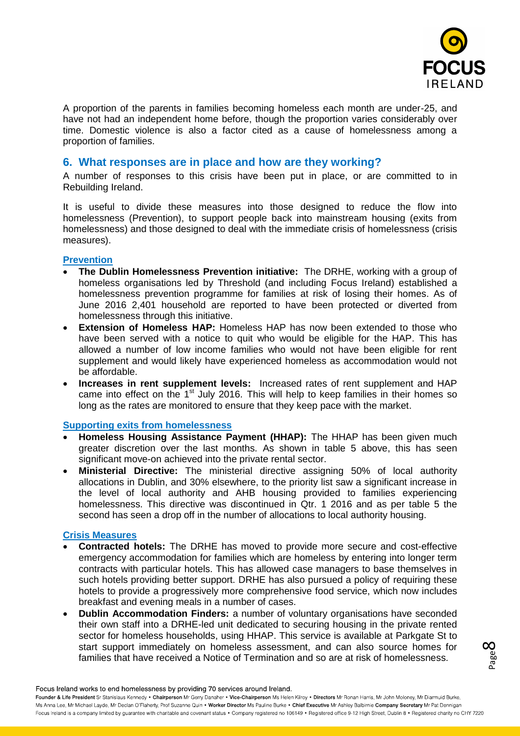A proportion of the parents in families becoming homeless each month are under-25, and have not had an independent home before, though the proportion varies considerably over time. Domestic violence is also a factor cited as a cause of homelessness among a proportion of families.

## 6. What responses are in place and how are they working?

A number of responses to this crisis have been put in place, or are committed to in Rebuilding Ireland.

It is useful to divide these measures into those designed to reduce the flow into homelessness (Prevention), to support people back into mainstream housing (exits from homelessness) and those designed to deal with the immediate crisis of homelessness (crisis measures).

### Prevention

- **The Dublin Homelessness Prevention initiative:** The DRHE, working with a group of homeless organisations led by Threshold (and including Focus Ireland) established a homelessness prevention programme for families at risk of losing their homes. As of June 2016 2,401 household are reported to have been protected or diverted from homelessness through this initiative.
- **Extension of Homeless HAP:** Homeless HAP has now been extended to those who have been served with a notice to quit who would be eligible for the HAP. This has allowed a number of low income families who would not have been eligible for rent supplement and would likely have experienced homeless as accommodation would not be affordable.
- **Increases in rent supplement levels:** Increased rates of rent supplement and HAP came into effect on the 1st July 2016. This will help to keep families in their homes so long as the rates are monitored to ensure that they keep pace with the market.

### Supporting exits from homelessness

- **Homeless Housing Assistance Payment (HHAP):** The HHAP has been given much greater discretion over the last months. As shown in table 5 above, this has seen significant move-on achieved into the private rental sector.
- **Ministerial Directive:** The ministerial directive assigning 50% of local authority allocations in Dublin, and 30% elsewhere, to the priority list saw a significant increase in the level of local authority and AHB housing provided to families experiencing homelessness. This directive was discontinued in Qtr. 1 2016 and as per table 5 the second has seen a drop off in the number of allocations to local authority housing.

### Crisis Measures

- **Contracted hotels:** The DRHE has moved to provide more secure and cost-effective emergency accommodation for families which are homeless by entering into longer term contracts with particular hotels. This has allowed case managers to base themselves in such hotels providing better support. DRHE has also pursued a policy of requiring these hotels to provide a progressively more comprehensive food service, which now includes breakfast and evening meals in a number of cases.
- **Dublin Accommodation Finders:** a number of voluntary organisations have seconded their own staff into a DRHE-led unit dedicated to securing housing in the private rented sector for homeless households, using HHAP. This service is available at Parkgate St to start support immediately on homeless assessment, and can also source homes for families that have received a Notice of Termination and so are at risk of homelessness.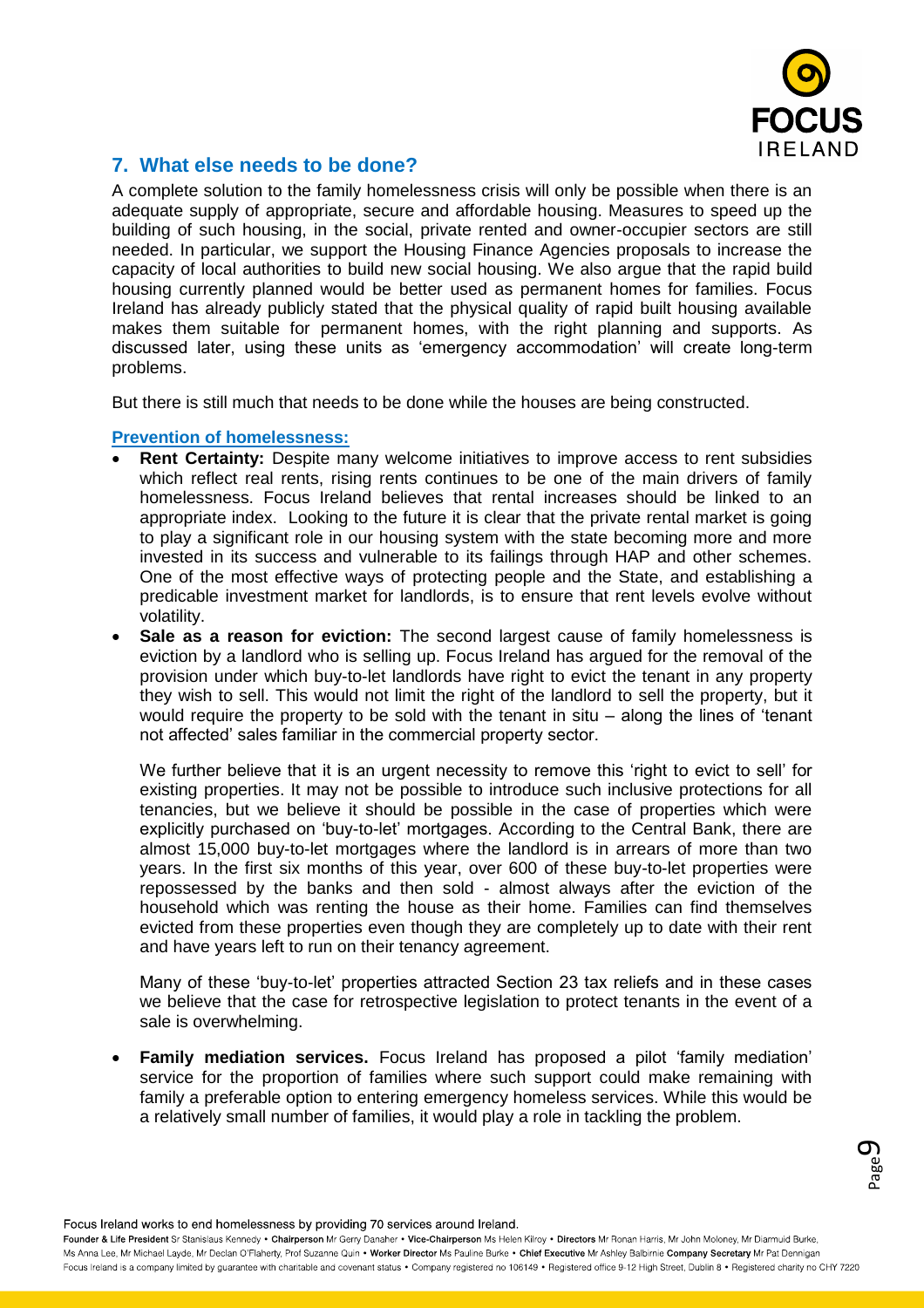## 7. What else needs to be done?

A complete solution to the family homelessness crisis will only be possible when there is an adequate supply of appropriate, secure and affordable housing. Measures to speed up the building of such housing, in the social, private rented and owner-occupier sectors are still needed. In particular, we support the Housing Finance Agencies proposals to increase the capacity of local authorities to build new social housing. We also argue that the rapid build housing currently planned would be better used as permanent homes for families. Focus Ireland has already publicly stated that the physical quality of rapid built housing available makes them suitable for permanent homes, with the right planning and supports. As discussed later, using these units as 'emergency accommodation' will create long-term problems.

But there is still much that needs to be done while the houses are being constructed.

### Prevention of homelessness:

- **Rent Certainty:** Despite many welcome initiatives to improve access to rent subsidies which reflect real rents, rising rents continues to be one of the main drivers of family homelessness. Focus Ireland believes that rental increases should be linked to an appropriate index. Looking to the future it is clear that the private rental market is going to play a significant role in our housing system with the state becoming more and more invested in its success and vulnerable to its failings through HAP and other schemes. One of the most effective ways of protecting people and the State, and establishing a predicable investment market for landlords, is to ensure that rent levels evolve without volatility.
- **Sale as a reason for eviction:** The second largest cause of family homelessness is eviction by a landlord who is selling up. Focus Ireland has argued for the removal of the provision under which buy-to-let landlords have right to evict the tenant in any property they wish to sell. This would not limit the right of the landlord to sell the property, but it would require the property to be sold with the tenant in situ – along the lines of 'tenant not affected' sales familiar in the commercial property sector.

  We further believe that it is an urgent necessity to remove this 'right to evict to sell' for existing properties. It may not be possible to introduce such inclusive protections for all tenancies, but we believe it should be possible in the case of properties which were explicitly purchased on 'buy-to-let' mortgages. According to the Central Bank, there are almost 15,000 buy-to-let mortgages where the landlord is in arrears of more than two years. In the first six months of this year, over 600 of these buy-to-let properties were repossessed by the banks and then sold - almost always after the eviction of the household which was renting the house as their home. Families can find themselves evicted from these properties even though they are completely up to date with their rent and have years left to run on their tenancy agreement.

  Many of these 'buy-to-let' properties attracted Section 23 tax reliefs and in these cases we believe that the case for retrospective legislation to protect tenants in the event of a sale is overwhelming.

- **Family mediation services.** Focus Ireland has proposed a pilot 'family mediation' service for the proportion of families where such support could make remaining with family a preferable option to entering emergency homeless services. While this would be a relatively small number of families, it would play a role in tackling the problem.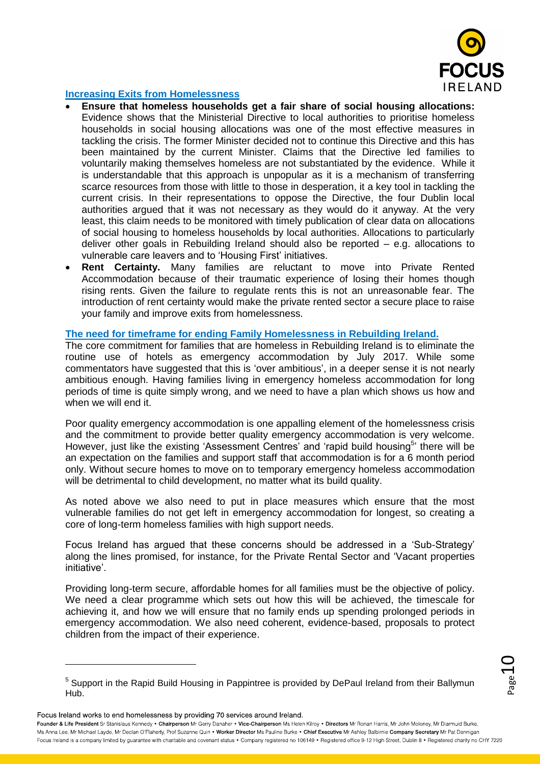## Increasing Exits from Homelessness

- **Ensure that homeless households get a fair share of social housing allocations:** Evidence shows that the Ministerial Directive to local authorities to prioritise homeless households in social housing allocations was one of the most effective measures in tackling the crisis. The former Minister decided not to continue this Directive and this has been maintained by the current Minister. Claims that the Directive led families to voluntarily making themselves homeless are not substantiated by the evidence. While it is understandable that this approach is unpopular as it is a mechanism of transferring scarce resources from those with little to those in desperation, it a key tool in tackling the current crisis. In their representations to oppose the Directive, the four Dublin local authorities argued that it was not necessary as they would do it anyway. At the very least, this claim needs to be monitored with timely publication of clear data on allocations of social housing to homeless households by local authorities. Allocations to particularly deliver other goals in Rebuilding Ireland should also be reported – e.g. allocations to vulnerable care leavers and to 'Housing First' initiatives.
- **Rent Certainty.** Many families are reluctant to move into Private Rented Accommodation because of their traumatic experience of losing their homes though rising rents. Given the failure to regulate rents this is not an unreasonable fear. The introduction of rent certainty would make the private rented sector a secure place to raise your family and improve exits from homelessness.

## The need for timeframe for ending Family Homelessness in Rebuilding Ireland.

The core commitment for families that are homeless in Rebuilding Ireland is to eliminate the routine use of hotels as emergency accommodation by July 2017. While some commentators have suggested that this is 'over ambitious', in a deeper sense it is not nearly ambitious enough. Having families living in emergency homeless accommodation for long periods of time is quite simply wrong, and we need to have a plan which shows us how and when we will end it.

Poor quality emergency accommodation is one appalling element of the homelessness crisis and the commitment to provide better quality emergency accommodation is very welcome. However, just like the existing 'Assessment Centres' and 'rapid build housing[5]' there will be an expectation on the families and support staff that accommodation is for a 6 month period only. Without secure homes to move on to temporary emergency homeless accommodation will be detrimental to child development, no matter what its build quality.

As noted above we also need to put in place measures which ensure that the most vulnerable families do not get left in emergency accommodation for longest, so creating a core of long-term homeless families with high support needs.

Focus Ireland has argued that these concerns should be addressed in a 'Sub-Strategy' along the lines promised, for instance, for the Private Rental Sector and 'Vacant properties initiative'.

Providing long-term secure, affordable homes for all families must be the objective of policy. We need a clear programme which sets out how this will be achieved, the timescale for achieving it, and how we will ensure that no family ends up spending prolonged periods in emergency accommodation. We also need coherent, evidence-based, proposals to protect children from the impact of their experience.

---

[5] Support in the Rapid Build Housing in Pappintree is provided by DePaul Ireland from their Ballymun Hub.